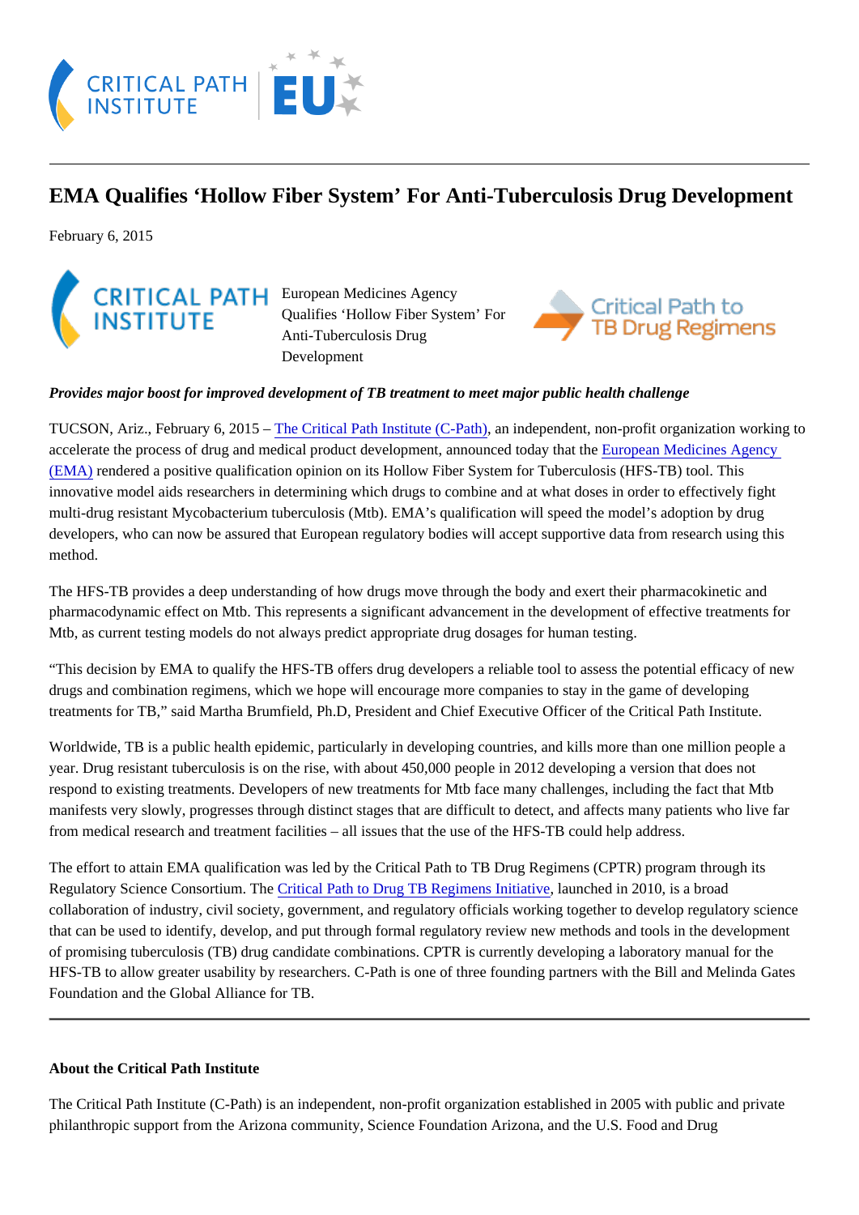# EMA Qualifies 'Hollow Fiber System' For Anti-Tuberculosis Drug Development

February 6, 2015

European Medicines Agency Qualifies 'Hollow Fiber System' For Anti-Tuberculosis Drug Development

*Provides major boost for improved development of TB treatment to meet major public health challenge*

TUCSON, Ariz., February 6, 2015 – The Critical Path Institute (C-Path), an independent, non-profit organization working to accelerate the process of drug and medical product development, announced today that the European Medicines Agency (EMA) rendered a positive qualification opinion on its Hollow Fiber System for Tuberculosis (HFS-TB) tool. This innovative model aids researchers in determining which drugs to combine and at what doses in order to effectively fight multi-drug resistant Mycobacterium tuberculosis (Mtb). EMA's qualification will speed the model's adoption by drug developers, who can now be assured that European regulatory bodies will accept supportive data from research using this method.

The HFS-TB provides a deep understanding of how drugs move through the body and exert their pharmacokinetic and pharmacodynamic effect on Mtb. This represents a significant advancement in the development of effective treatments for Mtb, as current testing models do not always predict appropriate drug dosages for human testing.

"This decision by EMA to qualify the HFS-TB offers drug developers a reliable tool to assess the potential efficacy of new drugs and combination regimens, which we hope will encourage more companies to stay in the game of developing treatments for TB," said Martha Brumfield, Ph.D, President and Chief Executive Officer of the Critical Path Institute.

Worldwide, TB is a public health epidemic, particularly in developing countries, and kills more than one million people a year. Drug resistant tuberculosis is on the rise, with about 450,000 people in 2012 developing a version that does not respond to existing treatments. Developers of new treatments for Mtb face many challenges, including the fact that Mtb manifests very slowly, progresses through distinct stages that are difficult to detect, and affects many patients who live far from medical research and treatment facilities – all issues that the use of the HFS-TB could help address.

The effort to attain EMA qualification was led by the Critical Path to TB Drug Regimens (CPTR) program through its Regulatory Science Consortium. The Critical Path to Drug TB Regimens Initiative, launched in 2010, is a broad collaboration of industry, civil society, government, and regulatory officials working together to develop regulatory science that can be used to identify, develop, and put through formal regulatory review new methods and tools in the development of promising tuberculosis (TB) drug candidate combinations. CPTR is currently developing a laboratory manual for the HFS-TB to allow greater usability by researchers. C-Path is one of three founding partners with the Bill and Melinda Gates Foundation and the Global Alliance for TB.

---

**About the Critical Path Institute**

The Critical Path Institute (C-Path) is an independent, non-profit organization established in 2005 with public and private philanthropic support from the Arizona community, Science Foundation Arizona, and the U.S. Food and Drug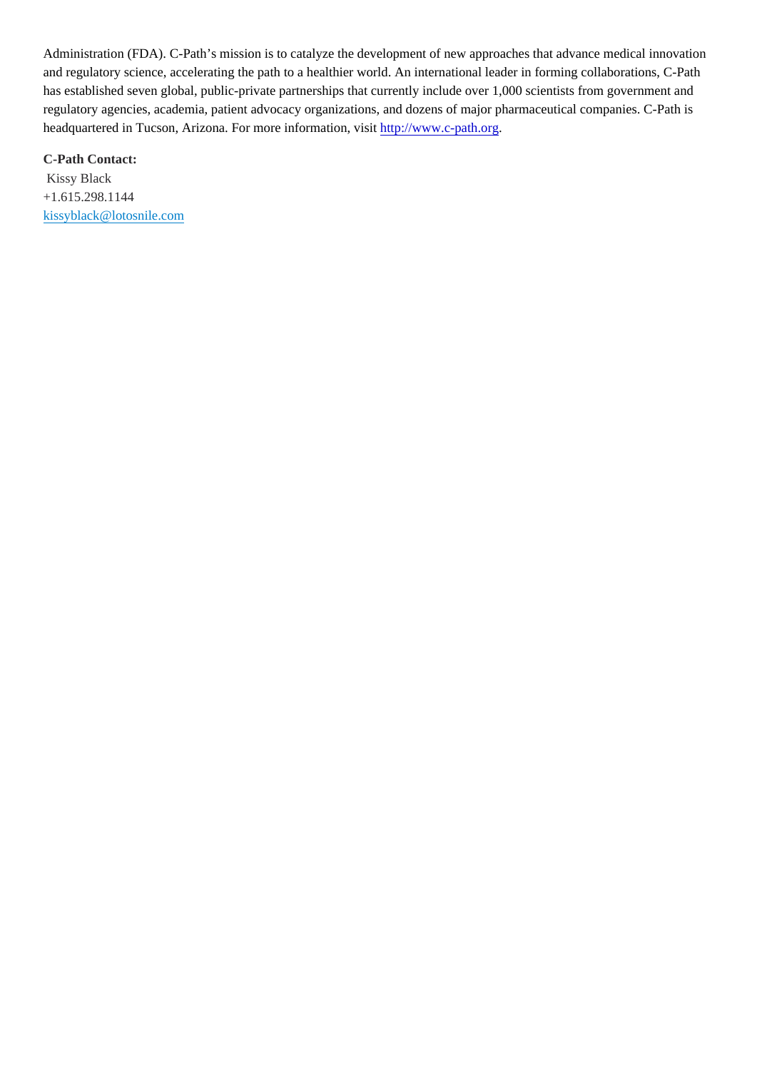Administration (FDA). C-Path’s mission is to catalyze the development of new approaches that advance medical innovation and regulatory science, accelerating the path to a healthier world. An international leader in forming collaborations, C-Path has established seven global, public-private partnerships that currently include over 1,000 scientists from government and regulatory agencies, academia, patient advocacy organizations, and dozens of major pharmaceutical companies. C-Path is headquartered in Tucson, Arizona. For more information, visit http://www.c-path.org.

**C-Path Contact:**
Kissy Black
+1.615.298.1144
kissyblack@lotosnile.com